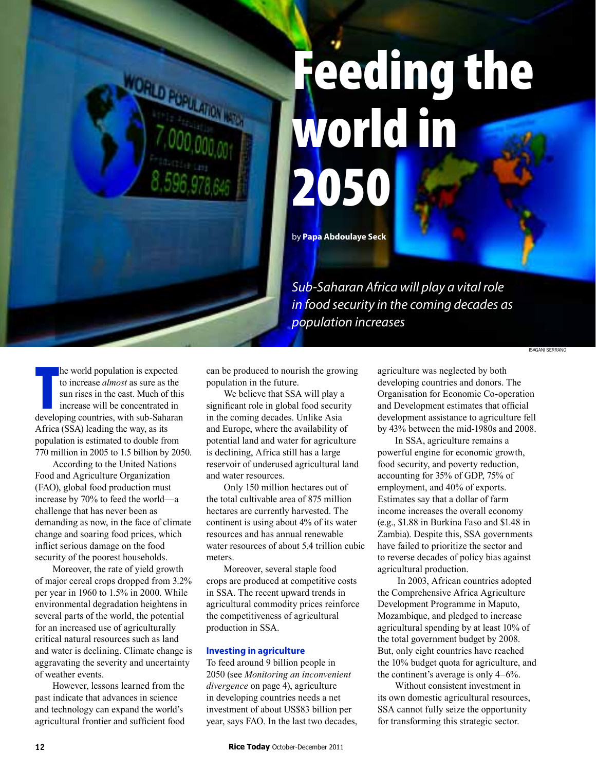# Feeding the world in 2050

by **Papa Abdoulaye Seck**

*Sub-Saharan Africa will play a vital role in food security in the coming decades as population increases*

ISAGANI SERRANO

The world population is expected to increase *almost* as sure as the sun rises in the east. Much of this increase will be concentrated in developing countries, with sub-Saharan Africa (SSA) leading the way, as its population is estimated to double from 770 million in 2005 to 1.5 billion by 2050.

According to the United Nations Food and Agriculture Organization (FAO), global food production must increase by 70% to feed the world—a challenge that has never been as demanding as now, in the face of climate change and soaring food prices, which inflict serious damage on the food security of the poorest households.

Moreover, the rate of yield growth of major cereal crops dropped from 3.2% per year in 1960 to 1.5% in 2000. While environmental degradation heightens in several parts of the world, the potential for an increased use of agriculturally critical natural resources such as land and water is declining. Climate change is aggravating the severity and uncertainty of weather events.

However, lessons learned from the past indicate that advances in science and technology can expand the world's agricultural frontier and sufficient food can be produced to nourish the growing population in the future.

We believe that SSA will play a significant role in global food security in the coming decades. Unlike Asia and Europe, where the availability of potential land and water for agriculture is declining, Africa still has a large reservoir of underused agricultural land and water resources.

Only 150 million hectares out of the total cultivable area of 875 million hectares are currently harvested. The continent is using about 4% of its water resources and has annual renewable water resources of about 5.4 trillion cubic meters.

Moreover, several staple food crops are produced at competitive costs in SSA. The recent upward trends in agricultural commodity prices reinforce the competitiveness of agricultural production in SSA.

## Investing in agriculture

To feed around 9 billion people in 2050 (see *Monitoring an inconvenient divergence* on page 4), agriculture in developing countries needs a net investment of about US$83 billion per year, says FAO. In the last two decades, agriculture was neglected by both developing countries and donors. The Organisation for Economic Co-operation and Development estimates that official development assistance to agriculture fell by 43% between the mid-1980s and 2008.

In SSA, agriculture remains a powerful engine for economic growth, food security, and poverty reduction, accounting for 35% of GDP, 75% of employment, and 40% of exports. Estimates say that a dollar of farm income increases the overall economy (e.g., $1.88 in Burkina Faso and $1.48 in Zambia). Despite this, SSA governments have failed to prioritize the sector and to reverse decades of policy bias against agricultural production.

In 2003, African countries adopted the Comprehensive Africa Agriculture Development Programme in Maputo, Mozambique, and pledged to increase agricultural spending by at least 10% of the total government budget by 2008. But, only eight countries have reached the 10% budget quota for agriculture, and the continent's average is only 4–6%.

Without consistent investment in its own domestic agricultural resources, SSA cannot fully seize the opportunity for transforming this strategic sector.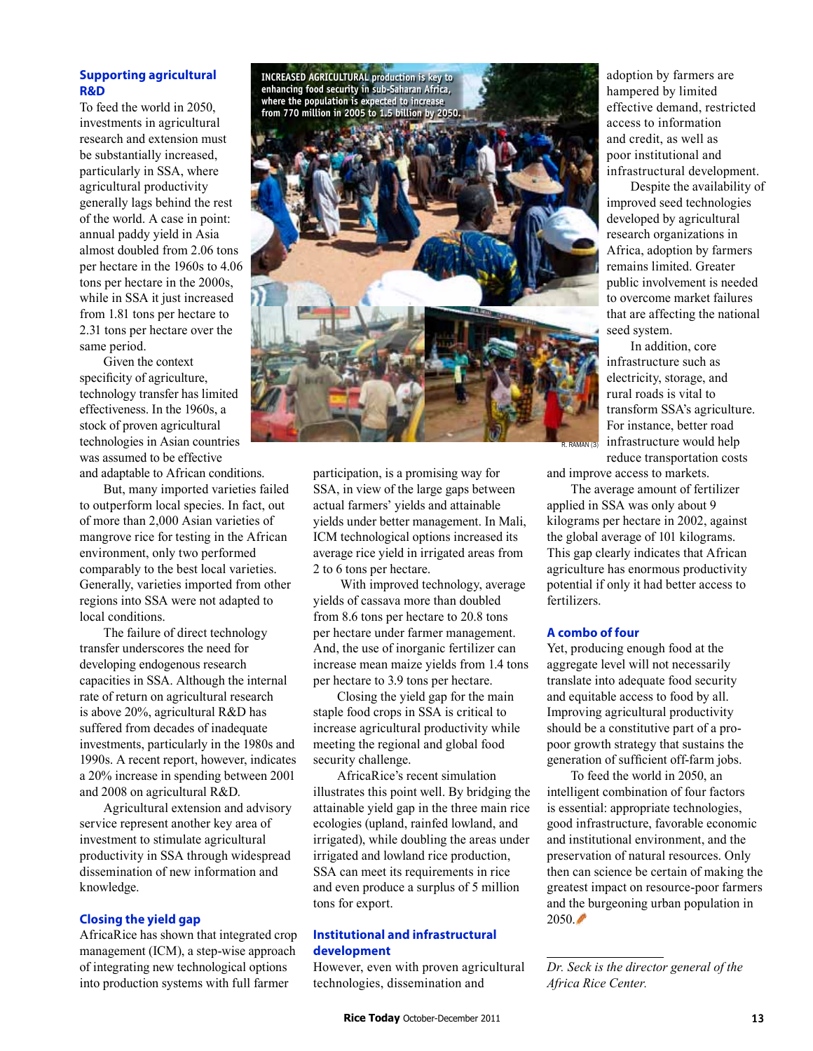## Supporting agricultural R&D

To feed the world in 2050, investments in agricultural research and extension must be substantially increased, particularly in SSA, where agricultural productivity generally lags behind the rest of the world. A case in point: annual paddy yield in Asia almost doubled from 2.06 tons per hectare in the 1960s to 4.06 tons per hectare in the 2000s, while in SSA it just increased from 1.81 tons per hectare to 2.31 tons per hectare over the same period.

Given the context specificity of agriculture, technology transfer has limited effectiveness. In the 1960s, a stock of proven agricultural technologies in Asian countries was assumed to be effective and adaptable to African conditions.

But, many imported varieties failed to outperform local species. In fact, out of more than 2,000 Asian varieties of mangrove rice for testing in the African environment, only two performed comparably to the best local varieties. Generally, varieties imported from other regions into SSA were not adapted to local conditions.

The failure of direct technology transfer underscores the need for developing endogenous research capacities in SSA. Although the internal rate of return on agricultural research is above 20%, agricultural R&D has suffered from decades of inadequate investments, particularly in the 1980s and 1990s. A recent report, however, indicates a 20% increase in spending between 2001 and 2008 on agricultural R&D.

Agricultural extension and advisory service represent another key area of investment to stimulate agricultural productivity in SSA through widespread dissemination of new information and knowledge.

## Closing the yield gap

AfricaRice has shown that integrated crop management (ICM), a step-wise approach of integrating new technological options into production systems with full farmer participation, is a promising way for SSA, in view of the large gaps between actual farmers' yields and attainable yields under better management. In Mali, ICM technological options increased its average rice yield in irrigated areas from 2 to 6 tons per hectare.

With improved technology, average yields of cassava more than doubled from 8.6 tons per hectare to 20.8 tons per hectare under farmer management. And, the use of inorganic fertilizer can increase mean maize yields from 1.4 tons per hectare to 3.9 tons per hectare.

Closing the yield gap for the main staple food crops in SSA is critical to increase agricultural productivity while meeting the regional and global food security challenge.

AfricaRice's recent simulation illustrates this point well. By bridging the attainable yield gap in the three main rice ecologies (upland, rainfed lowland, and irrigated), while doubling the areas under irrigated and lowland rice production, SSA can meet its requirements in rice and even produce a surplus of 5 million tons for export.

## Institutional and infrastructural development

However, even with proven agricultural technologies, dissemination and adoption by farmers are hampered by limited effective demand, restricted access to information and credit, as well as poor institutional and infrastructural development.

Despite the availability of improved seed technologies developed by agricultural research organizations in Africa, adoption by farmers remains limited. Greater public involvement is needed to overcome market failures that are affecting the national seed system.

In addition, core infrastructure such as electricity, storage, and rural roads is vital to transform SSA's agriculture. For instance, better road infrastructure would help reduce transportation costs and improve access to markets.

The average amount of fertilizer applied in SSA was only about 9 kilograms per hectare in 2002, against the global average of 101 kilograms. This gap clearly indicates that African agriculture has enormous productivity potential if only it had better access to fertilizers.

## A combo of four

Yet, producing enough food at the aggregate level will not necessarily translate into adequate food security and equitable access to food by all. Improving agricultural productivity should be a constitutive part of a pro-poor growth strategy that sustains the generation of sufficient off-farm jobs.

To feed the world in 2050, an intelligent combination of four factors is essential: appropriate technologies, good infrastructure, favorable economic and institutional environment, and the preservation of natural resources. Only then can science be certain of making the greatest impact on resource-poor farmers and the burgeoning urban population in 2050.

INCREASED AGRICULTURAL production is key to enhancing food security in sub-Saharan Africa, where the population is expected to increase from 770 million in 2005 to 1.5 billion by 2050.

R. RAMAN (3)

*Dr. Seck is the director general of the Africa Rice Center.*